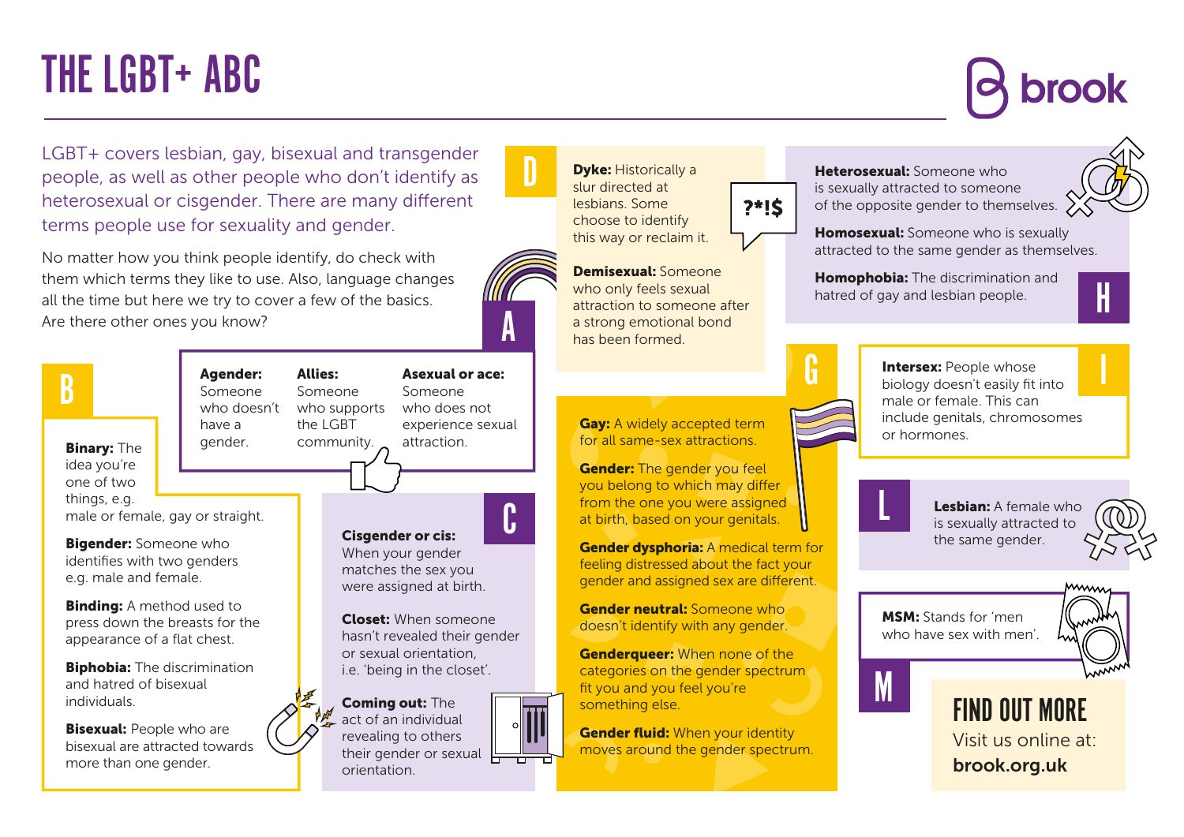# THE LGBT+ ABC

brook

LGBT+ covers lesbian, gay, bisexual and transgender people, as well as other people who don't identify as heterosexual or cisgender. There are many different terms people use for sexuality and gender.

No matter how you think people identify, do check with them which terms they like to use. Also, language changes all the time but here we try to cover a few of the basics. Are there other ones you know?

## A

**Agender:** Someone who doesn't have a gender.

**Allies:** Someone who supports the LGBT community.

**Asexual or ace:** Someone who does not experience sexual attraction.

## B

**Binary:** The idea you're one of two things, e.g. male or female, gay or straight.

**Bigender:** Someone who identifies with two genders e.g. male and female.

**Binding:** A method used to press down the breasts for the appearance of a flat chest.

**Biphobia:** The discrimination and hatred of bisexual individuals.

**Bisexual:** People who are bisexual are attracted towards more than one gender.

## C

**Cisgender or cis:** When your gender matches the sex you were assigned at birth.

**Closet:** When someone hasn't revealed their gender or sexual orientation, i.e. 'being in the closet'.

**Coming out:** The act of an individual revealing to others their gender or sexual orientation.

## D

**Dyke:** Historically a slur directed at lesbians. Some choose to identify this way or reclaim it.

?*!$

**Demisexual:** Someone who only feels sexual attraction to someone after a strong emotional bond has been formed.

## G

**Gay:** A widely accepted term for all same-sex attractions.

**Gender:** The gender you feel you belong to which may differ from the one you were assigned at birth, based on your genitals.

**Gender dysphoria:** A medical term for feeling distressed about the fact your gender and assigned sex are different.

**Gender neutral:** Someone who doesn't identify with any gender.

**Genderqueer:** When none of the categories on the gender spectrum fit you and you feel you're something else.

**Gender fluid:** When your identity moves around the gender spectrum.

## H

**Heterosexual:** Someone who is sexually attracted to someone of the opposite gender to themselves.

**Homosexual:** Someone who is sexually attracted to the same gender as themselves.

**Homophobia:** The discrimination and hatred of gay and lesbian people.

## I

**Intersex:** People whose biology doesn't easily fit into male or female. This can include genitals, chromosomes or hormones.

## L

**Lesbian:** A female who is sexually attracted to the same gender.

## M

**MSM:** Stands for 'men who have sex with men'.

## FIND OUT MORE

Visit us online at:
**brook.org.uk**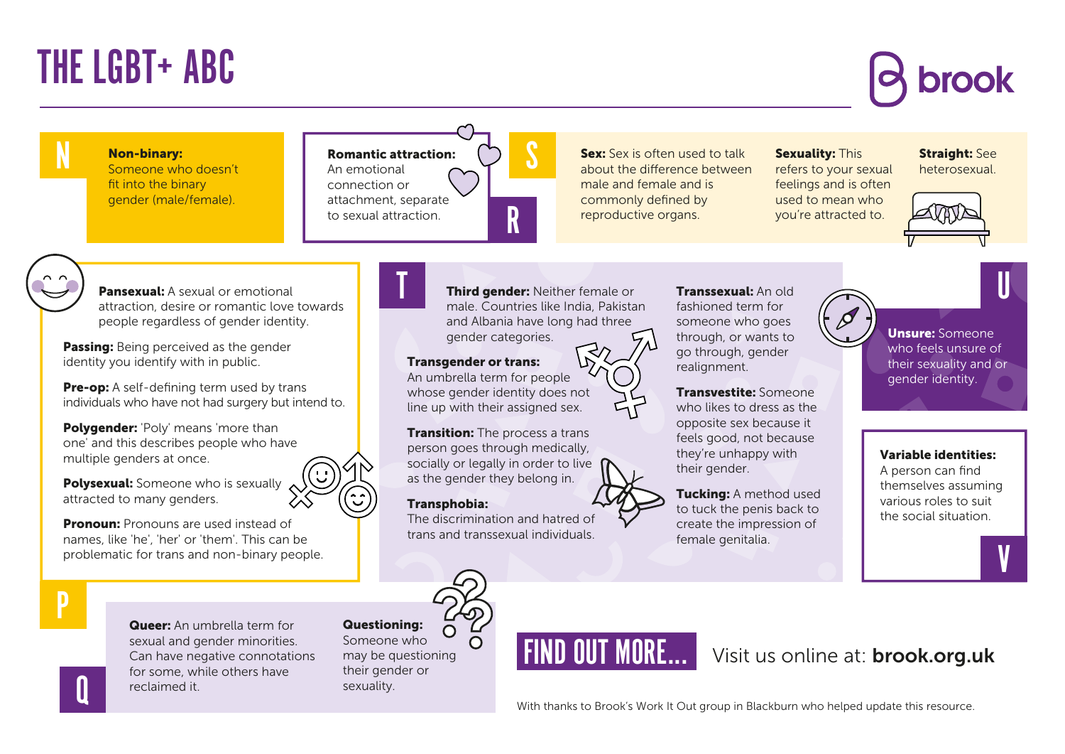# THE LGBT+ ABC

brook

## N

**Non-binary:** Someone who doesn't fit into the binary gender (male/female).

## R

**Romantic attraction:** An emotional connection or attachment, separate to sexual attraction.

## S

**Sex:** Sex is often used to talk about the difference between male and female and is commonly defined by reproductive organs.

**Sexuality:** This refers to your sexual feelings and is often used to mean who you're attracted to.

**Straight:** See heterosexual.

## P

**Pansexual:** A sexual or emotional attraction, desire or romantic love towards people regardless of gender identity.

**Passing:** Being perceived as the gender identity you identify with in public.

**Pre-op:** A self-defining term used by trans individuals who have not had surgery but intend to.

**Polygender:** 'Poly' means 'more than one' and this describes people who have multiple genders at once.

**Polysexual:** Someone who is sexually attracted to many genders.

**Pronoun:** Pronouns are used instead of names, like 'he', 'her' or 'them'. This can be problematic for trans and non-binary people.

## T

**Third gender:** Neither female or male. Countries like India, Pakistan and Albania have long had three gender categories.

**Transgender or trans:** An umbrella term for people whose gender identity does not line up with their assigned sex.

**Transition:** The process a trans person goes through medically, socially or legally in order to live as the gender they belong in.

**Transphobia:** The discrimination and hatred of trans and transsexual individuals.

**Transsexual:** An old fashioned term for someone who goes through, or wants to go through, gender realignment.

**Transvestite:** Someone who likes to dress as the opposite sex because it feels good, not because they're unhappy with their gender.

**Tucking:** A method used to tuck the penis back to create the impression of female genitalia.

## U

**Unsure:** Someone who feels unsure of their sexuality and or gender identity.

## V

**Variable identities:** A person can find themselves assuming various roles to suit the social situation.

## Q

**Queer:** An umbrella term for sexual and gender minorities. Can have negative connotations for some, while others have reclaimed it.

**Questioning:** Someone who may be questioning their gender or sexuality.

## FIND OUT MORE...

Visit us online at: **brook.org.uk**

With thanks to Brook's Work It Out group in Blackburn who helped update this resource.